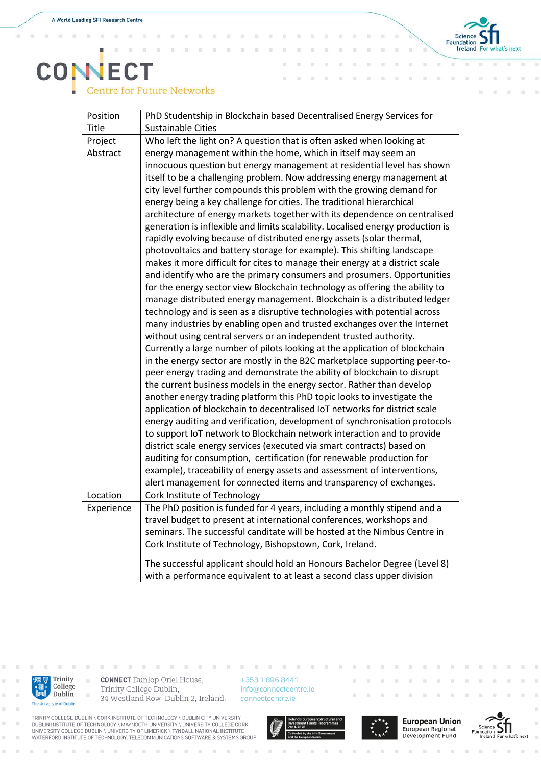| Position Title | PhD Studentship in Blockchain based Decentralised Energy Services for Sustainable Cities |
|---|---|
| Project Abstract | Who left the light on? A question that is often asked when looking at energy management within the home, which in itself may seem an innocuous question but energy management at residential level has shown itself to be a challenging problem. Now addressing energy management at city level further compounds this problem with the growing demand for energy being a key challenge for cities. The traditional hierarchical architecture of energy markets together with its dependence on centralised generation is inflexible and limits scalability. Localised energy production is rapidly evolving because of distributed energy assets (solar thermal, photovoltaics and battery storage for example). This shifting landscape makes it more difficult for cites to manage their energy at a district scale and identify who are the primary consumers and prosumers. Opportunities for the energy sector view Blockchain technology as offering the ability to manage distributed energy management. Blockchain is a distributed ledger technology and is seen as a disruptive technologies with potential across many industries by enabling open and trusted exchanges over the Internet without using central servers or an independent trusted authority. Currently a large number of pilots looking at the application of blockchain in the energy sector are mostly in the B2C marketplace supporting peer-to-peer energy trading and demonstrate the ability of blockchain to disrupt the current business models in the energy sector. Rather than develop another energy trading platform this PhD topic looks to investigate the application of blockchain to decentralised IoT networks for district scale energy auditing and verification, development of synchronisation protocols to support IoT network to Blockchain network interaction and to provide district scale energy services (executed via smart contracts) based on auditing for consumption, certification (for renewable production for example), traceability of energy assets and assessment of interventions, alert management for connected items and transparency of exchanges. |
| Location | Cork Institute of Technology |
| Experience | The PhD position is funded for 4 years, including a monthly stipend and a travel budget to present at international conferences, workshops and seminars. The successful canditate will be hosted at the Nimbus Centre in Cork Institute of Technology, Bishopstown, Cork, Ireland.<br><br>The successful applicant should hold an Honours Bachelor Degree (Level 8) with a performance equivalent to at least a second class upper division |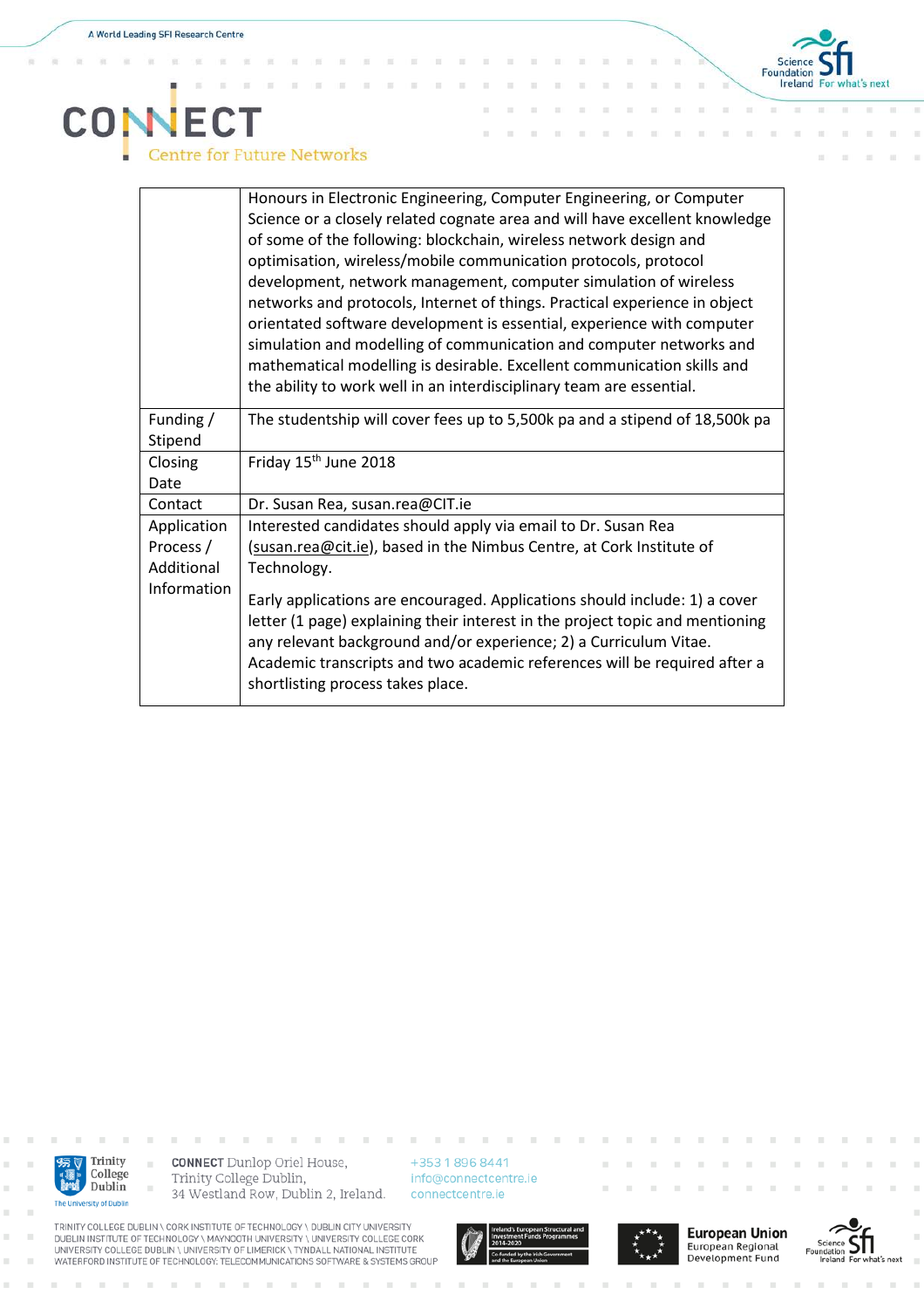| | |
|---|---|
| | Honours in Electronic Engineering, Computer Engineering, or Computer Science or a closely related cognate area and will have excellent knowledge of some of the following: blockchain, wireless network design and optimisation, wireless/mobile communication protocols, protocol development, network management, computer simulation of wireless networks and protocols, Internet of things. Practical experience in object orientated software development is essential, experience with computer simulation and modelling of communication and computer networks and mathematical modelling is desirable. Excellent communication skills and the ability to work well in an interdisciplinary team are essential. |
| Funding / Stipend | The studentship will cover fees up to 5,500k pa and a stipend of 18,500k pa |
| Closing Date | Friday 15th June 2018 |
| Contact | Dr. Susan Rea, susan.rea@CIT.ie |
| Application Process / Additional Information | Interested candidates should apply via email to Dr. Susan Rea (susan.rea@cit.ie), based in the Nimbus Centre, at Cork Institute of Technology.<br><br>Early applications are encouraged. Applications should include: 1) a cover letter (1 page) explaining their interest in the project topic and mentioning any relevant background and/or experience; 2) a Curriculum Vitae. Academic transcripts and two academic references will be required after a shortlisting process takes place. |